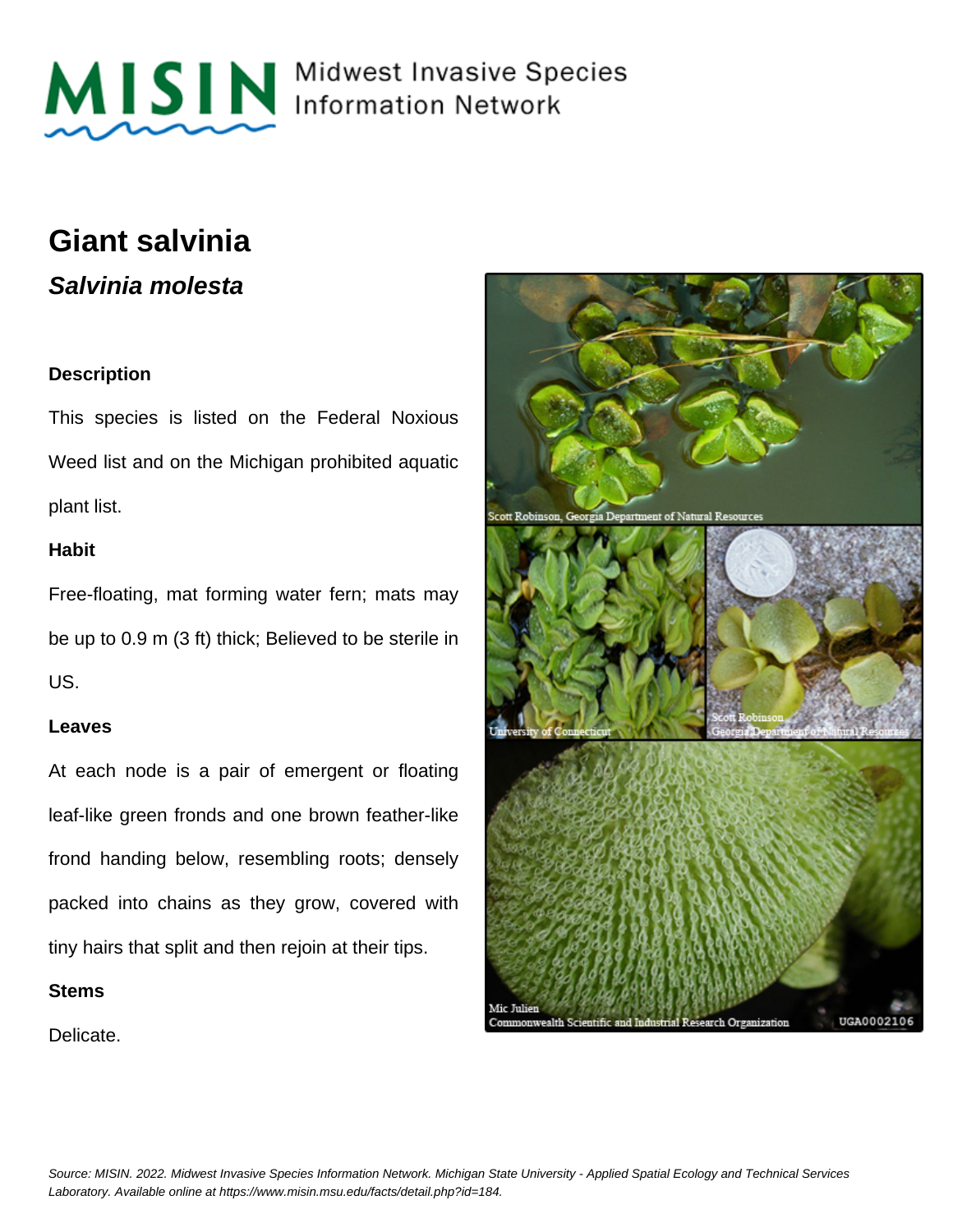MISIN Midwest Invasive Species Information Network

# Giant salvinia

## *Salvinia molesta*

### Description

This species is listed on the Federal Noxious Weed list and on the Michigan prohibited aquatic plant list.

### Habit

Free-floating, mat forming water fern; mats may be up to 0.9 m (3 ft) thick; Believed to be sterile in US.

### Leaves

At each node is a pair of emergent or floating leaf-like green fronds and one brown feather-like frond handing below, resembling roots; densely packed into chains as they grow, covered with tiny hairs that split and then rejoin at their tips.

### Stems

Delicate.

Scott Robinson, Georgia Department of Natural Resources

University of Connecticut

Scott Robinson, Georgia Department of Natural Resources

Mic Julien, Commonwealth Scientific and Industrial Research Organization UGA0002106

*Source: MISIN. 2022. Midwest Invasive Species Information Network. Michigan State University - Applied Spatial Ecology and Technical Services Laboratory. Available online at https://www.misin.msu.edu/facts/detail.php?id=184.*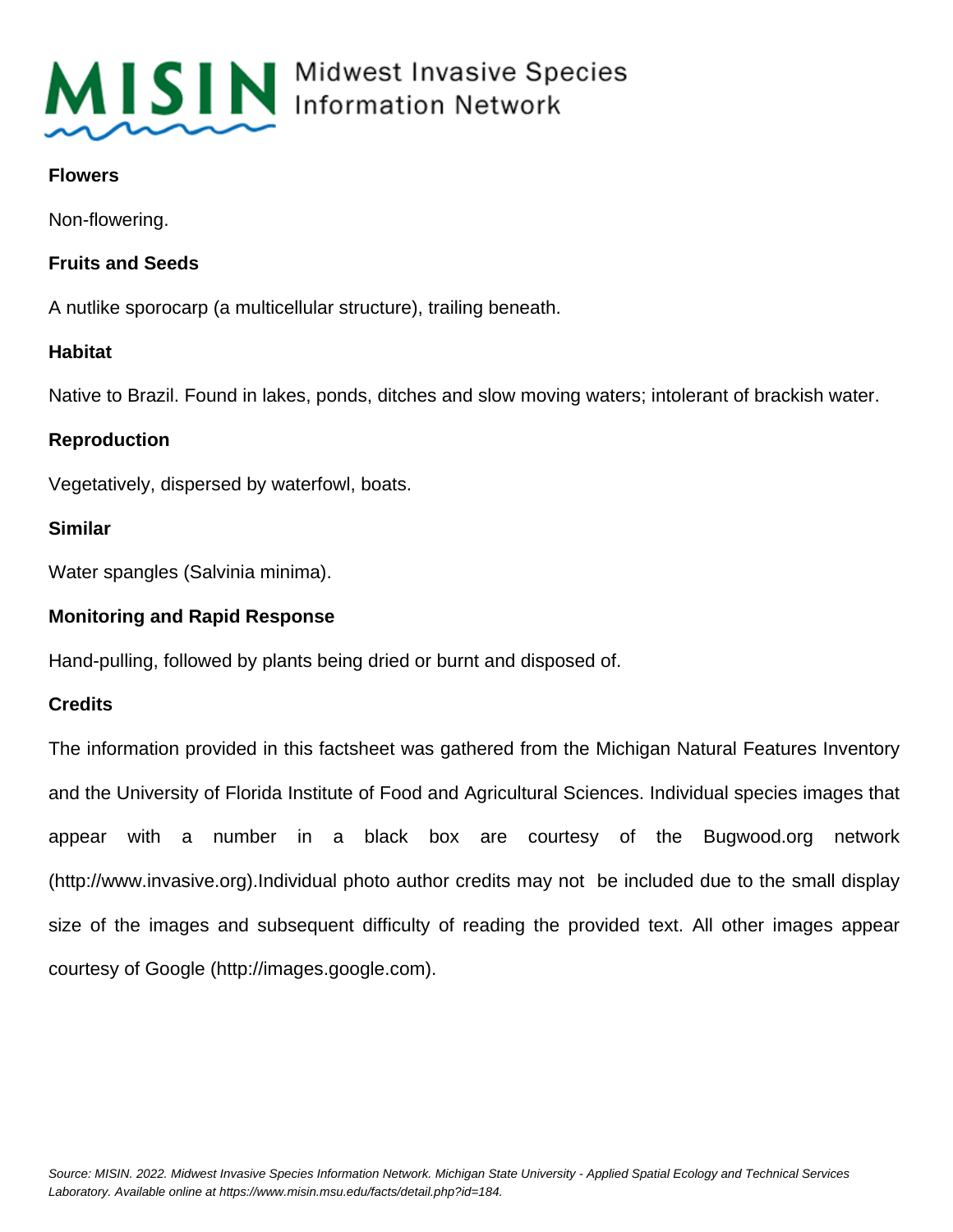**Flowers**

Non-flowering.

**Fruits and Seeds**

A nutlike sporocarp (a multicellular structure), trailing beneath.

**Habitat**

Native to Brazil. Found in lakes, ponds, ditches and slow moving waters; intolerant of brackish water.

**Reproduction**

Vegetatively, dispersed by waterfowl, boats.

**Similar**

Water spangles (Salvinia minima).

**Monitoring and Rapid Response**

Hand-pulling, followed by plants being dried or burnt and disposed of.

**Credits**

The information provided in this factsheet was gathered from the Michigan Natural Features Inventory and the University of Florida Institute of Food and Agricultural Sciences. Individual species images that appear with a number in a black box are courtesy of the Bugwood.org network (http://www.invasive.org).Individual photo author credits may not be included due to the small display size of the images and subsequent difficulty of reading the provided text. All other images appear courtesy of Google (http://images.google.com).

*Source: MISIN. 2022. Midwest Invasive Species Information Network. Michigan State University - Applied Spatial Ecology and Technical Services Laboratory. Available online at https://www.misin.msu.edu/facts/detail.php?id=184.*